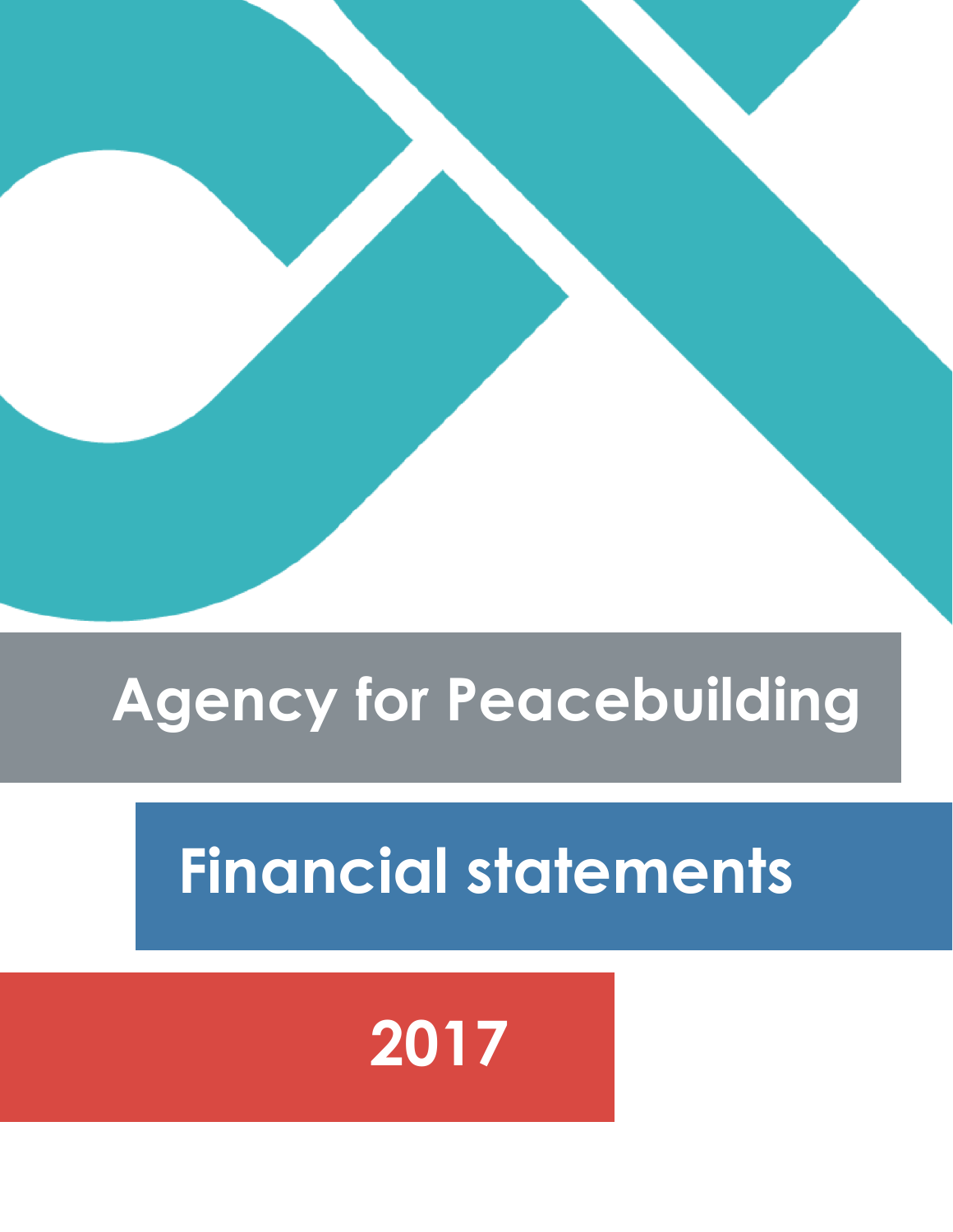# Agency for Peacebuilding

## Financial statements

## 2017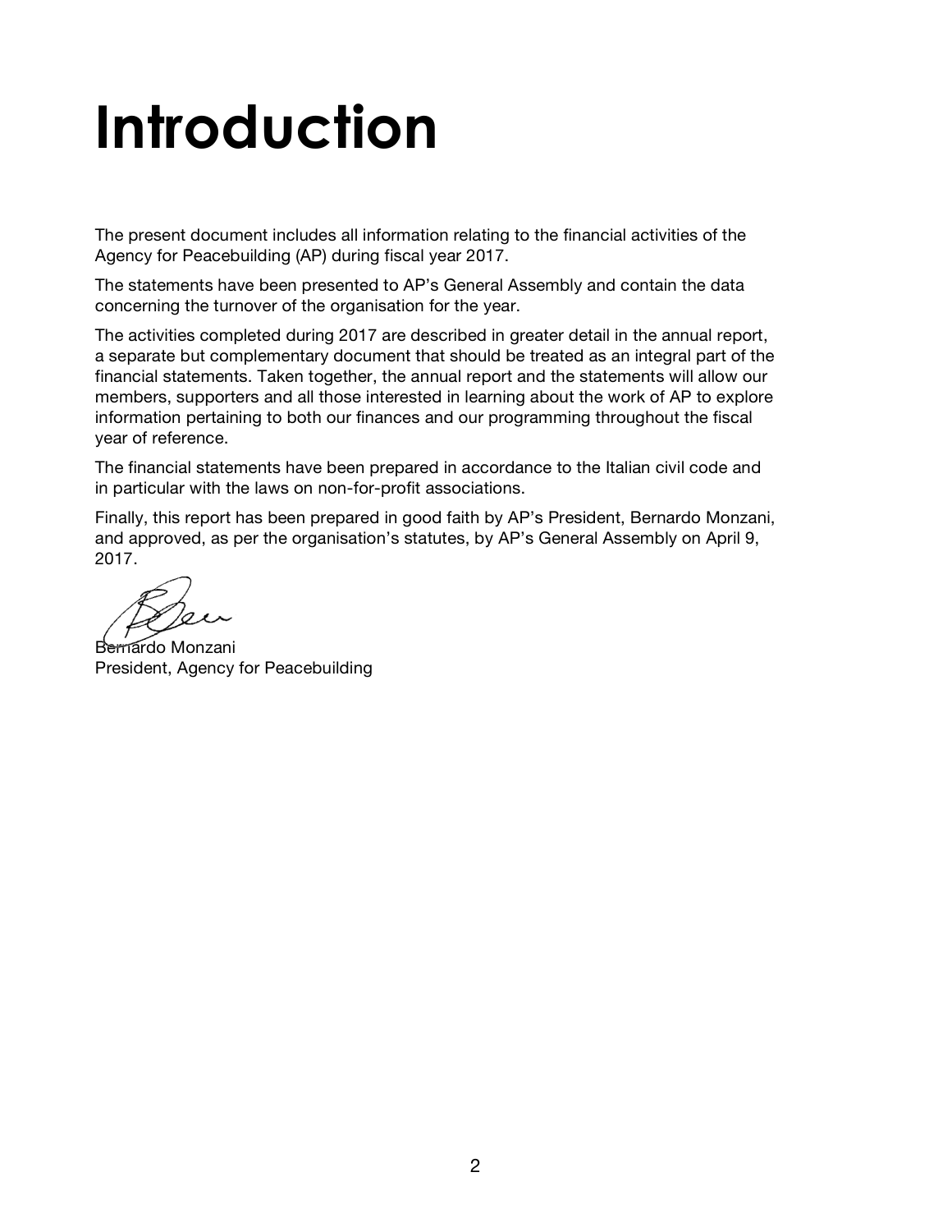# Introduction

The present document includes all information relating to the financial activities of the Agency for Peacebuilding (AP) during fiscal year 2017.

The statements have been presented to AP's General Assembly and contain the data concerning the turnover of the organisation for the year.

The activities completed during 2017 are described in greater detail in the annual report, a separate but complementary document that should be treated as an integral part of the financial statements. Taken together, the annual report and the statements will allow our members, supporters and all those interested in learning about the work of AP to explore information pertaining to both our finances and our programming throughout the fiscal year of reference.

The financial statements have been prepared in accordance to the Italian civil code and in particular with the laws on non-for-profit associations.

Finally, this report has been prepared in good faith by AP's President, Bernardo Monzani, and approved, as per the organisation's statutes, by AP's General Assembly on April 9, 2017.

Bernardo Monzani
President, Agency for Peacebuilding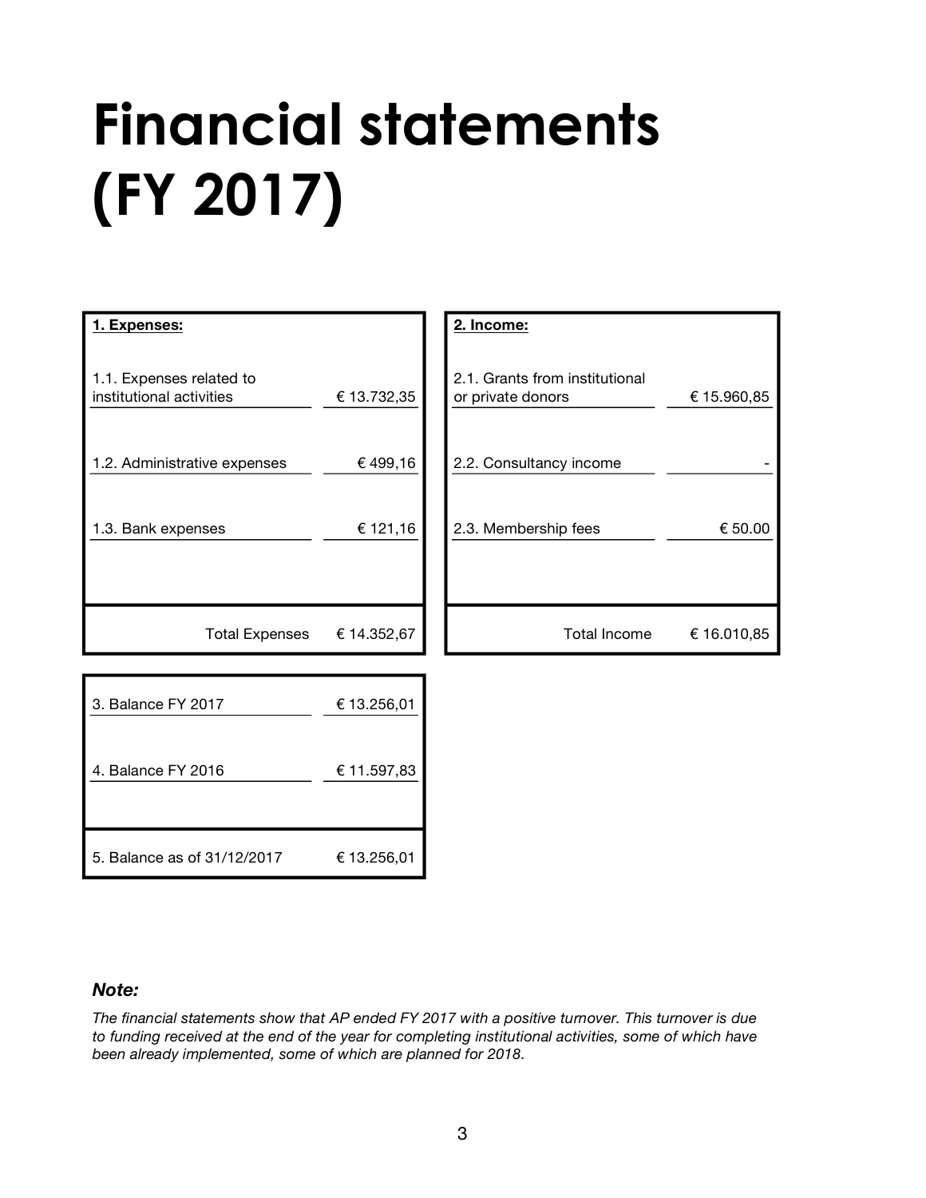# Financial statements (FY 2017)

| 1. Expenses: | |
|---|---|
| 1.1. Expenses related to institutional activities | € 13.732,35 |
| 1.2. Administrative expenses | € 499,16 |
| 1.3. Bank expenses | € 121,16 |
| Total Expenses | € 14.352,67 |

| 2. Income: | |
|---|---|
| 2.1. Grants from institutional or private donors | € 15.960,85 |
| 2.2. Consultancy income | - |
| 2.3. Membership fees | € 50.00 |
| Total Income | € 16.010,85 |

| | |
|---|---|
| 3. Balance FY 2017 | € 13.256,01 |
| 4. Balance FY 2016 | € 11.597,83 |
| 5. Balance as of 31/12/2017 | € 13.256,01 |

***Note:***

*The financial statements show that AP ended FY 2017 with a positive turnover. This turnover is due to funding received at the end of the year for completing institutional activities, some of which have been already implemented, some of which are planned for 2018.*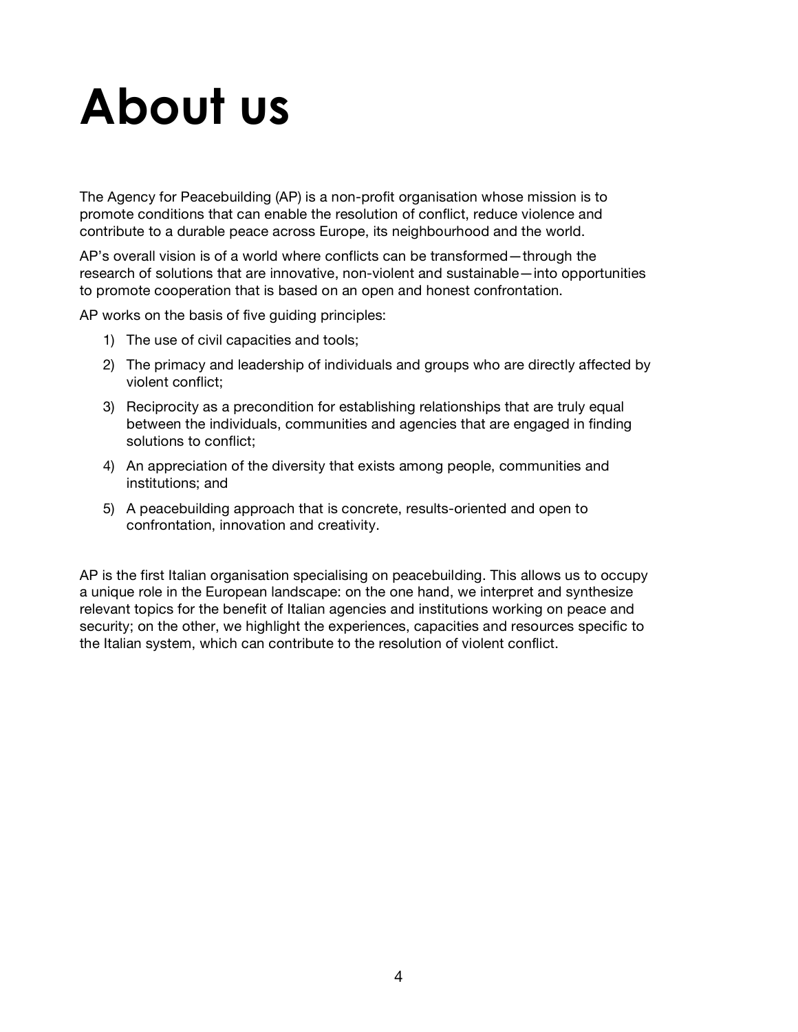# About us

The Agency for Peacebuilding (AP) is a non-profit organisation whose mission is to promote conditions that can enable the resolution of conflict, reduce violence and contribute to a durable peace across Europe, its neighbourhood and the world.

AP's overall vision is of a world where conflicts can be transformed—through the research of solutions that are innovative, non-violent and sustainable—into opportunities to promote cooperation that is based on an open and honest confrontation.

AP works on the basis of five guiding principles:

1) The use of civil capacities and tools;
2) The primacy and leadership of individuals and groups who are directly affected by violent conflict;
3) Reciprocity as a precondition for establishing relationships that are truly equal between the individuals, communities and agencies that are engaged in finding solutions to conflict;
4) An appreciation of the diversity that exists among people, communities and institutions; and
5) A peacebuilding approach that is concrete, results-oriented and open to confrontation, innovation and creativity.

AP is the first Italian organisation specialising on peacebuilding. This allows us to occupy a unique role in the European landscape: on the one hand, we interpret and synthesize relevant topics for the benefit of Italian agencies and institutions working on peace and security; on the other, we highlight the experiences, capacities and resources specific to the Italian system, which can contribute to the resolution of violent conflict.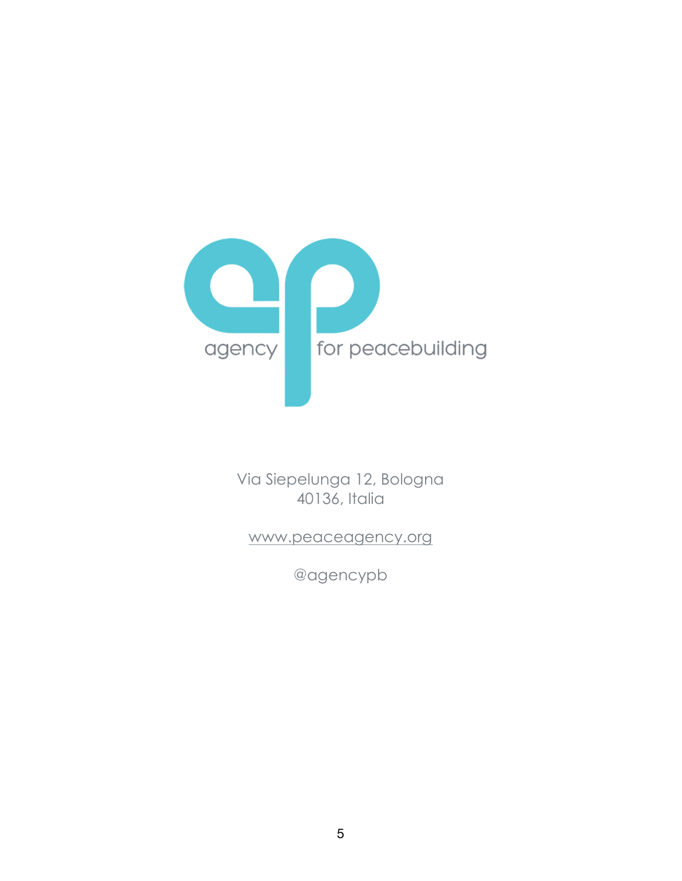agency for peacebuilding

Via Siepelunga 12, Bologna
40136, Italia

www.peaceagency.org

@agencypb